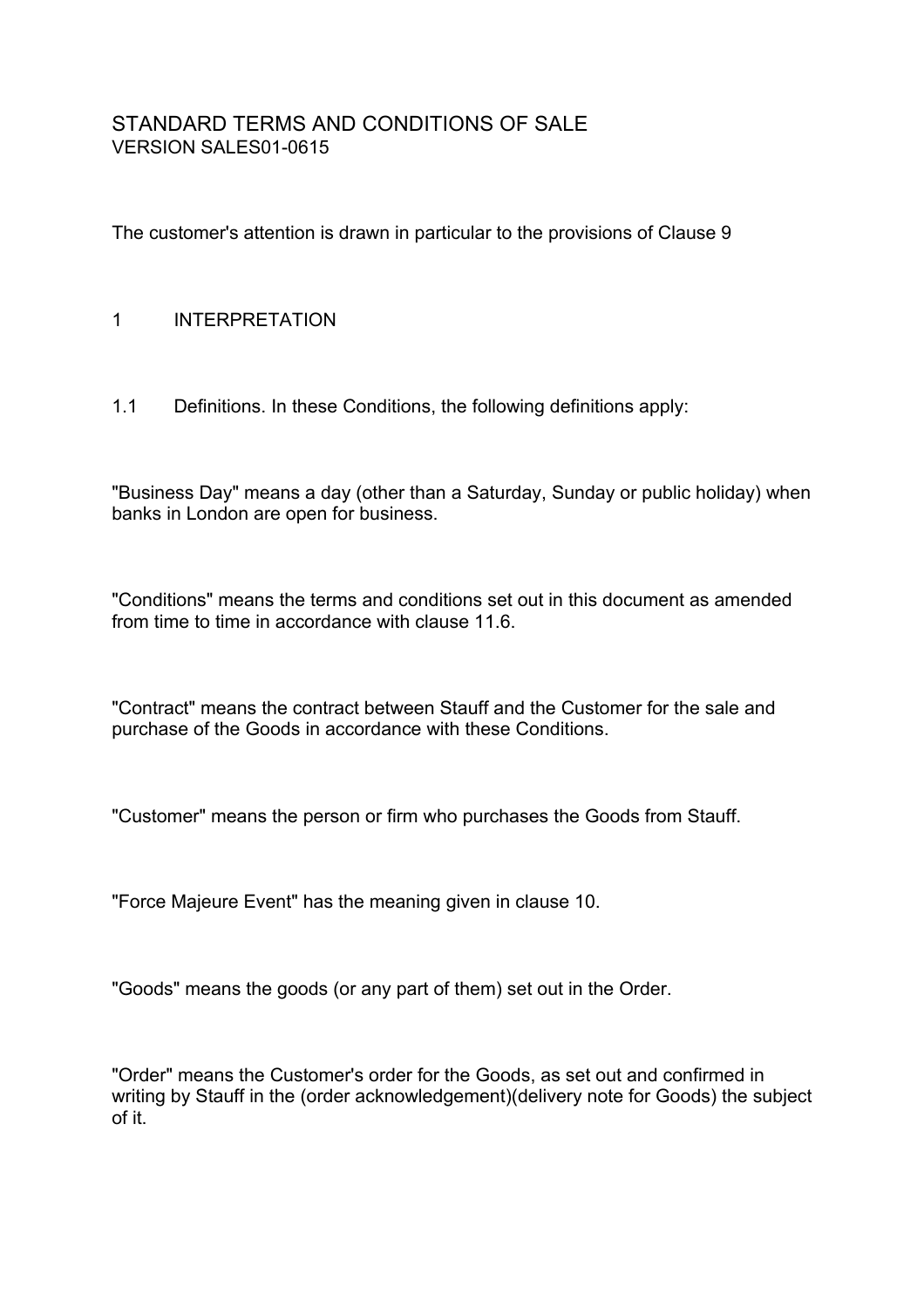# STANDARD TERMS AND CONDITIONS OF SALE

VERSION SALES01-0615

The customer's attention is drawn in particular to the provisions of Clause 9

## 1 INTERPRETATION

1.1 Definitions. In these Conditions, the following definitions apply:

"Business Day" means a day (other than a Saturday, Sunday or public holiday) when banks in London are open for business.

"Conditions" means the terms and conditions set out in this document as amended from time to time in accordance with clause 11.6.

"Contract" means the contract between Stauff and the Customer for the sale and purchase of the Goods in accordance with these Conditions.

"Customer" means the person or firm who purchases the Goods from Stauff.

"Force Majeure Event" has the meaning given in clause 10.

"Goods" means the goods (or any part of them) set out in the Order.

"Order" means the Customer's order for the Goods, as set out and confirmed in writing by Stauff in the (order acknowledgement)(delivery note for Goods) the subject of it.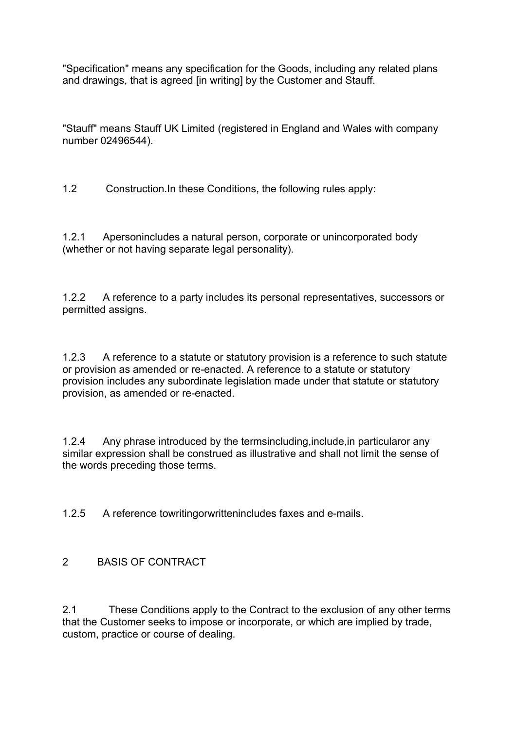"Specification" means any specification for the Goods, including any related plans and drawings, that is agreed [in writing] by the Customer and Stauff.

"Stauff" means Stauff UK Limited (registered in England and Wales with company number 02496544).

1.2 Construction.In these Conditions, the following rules apply:

1.2.1 Apersonincludes a natural person, corporate or unincorporated body (whether or not having separate legal personality).

1.2.2 A reference to a party includes its personal representatives, successors or permitted assigns.

1.2.3 A reference to a statute or statutory provision is a reference to such statute or provision as amended or re-enacted. A reference to a statute or statutory provision includes any subordinate legislation made under that statute or statutory provision, as amended or re-enacted.

1.2.4 Any phrase introduced by the termsincluding,include,in particularor any similar expression shall be construed as illustrative and shall not limit the sense of the words preceding those terms.

1.2.5 A reference towritingorwrittenincludes faxes and e-mails.

## 2 BASIS OF CONTRACT

2.1 These Conditions apply to the Contract to the exclusion of any other terms that the Customer seeks to impose or incorporate, or which are implied by trade, custom, practice or course of dealing.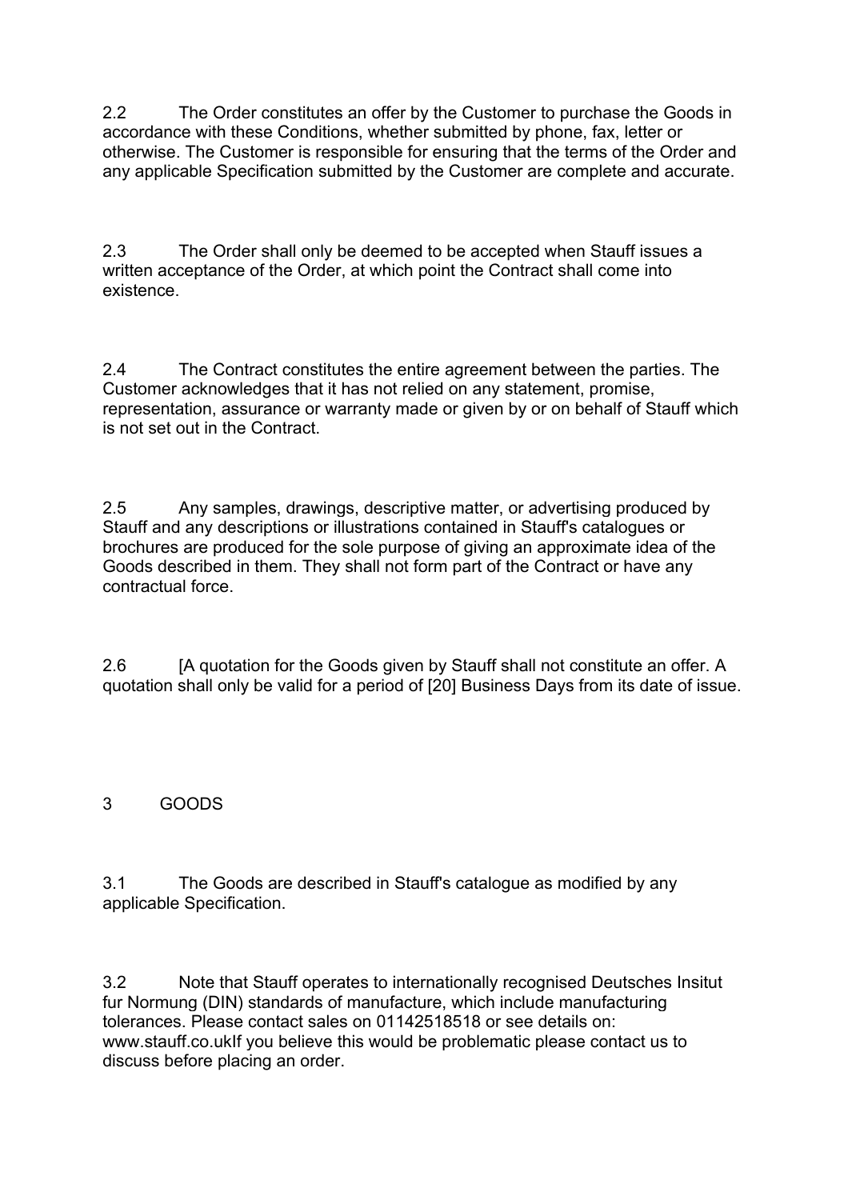2.2 The Order constitutes an offer by the Customer to purchase the Goods in accordance with these Conditions, whether submitted by phone, fax, letter or otherwise. The Customer is responsible for ensuring that the terms of the Order and any applicable Specification submitted by the Customer are complete and accurate.

2.3 The Order shall only be deemed to be accepted when Stauff issues a written acceptance of the Order, at which point the Contract shall come into existence.

2.4 The Contract constitutes the entire agreement between the parties. The Customer acknowledges that it has not relied on any statement, promise, representation, assurance or warranty made or given by or on behalf of Stauff which is not set out in the Contract.

2.5 Any samples, drawings, descriptive matter, or advertising produced by Stauff and any descriptions or illustrations contained in Stauff's catalogues or brochures are produced for the sole purpose of giving an approximate idea of the Goods described in them. They shall not form part of the Contract or have any contractual force.

2.6 [A quotation for the Goods given by Stauff shall not constitute an offer. A quotation shall only be valid for a period of [20] Business Days from its date of issue.

## 3 GOODS

3.1 The Goods are described in Stauff's catalogue as modified by any applicable Specification.

3.2 Note that Stauff operates to internationally recognised Deutsches Insitut fur Normung (DIN) standards of manufacture, which include manufacturing tolerances. Please contact sales on 01142518518 or see details on: www.stauff.co.ukIf you believe this would be problematic please contact us to discuss before placing an order.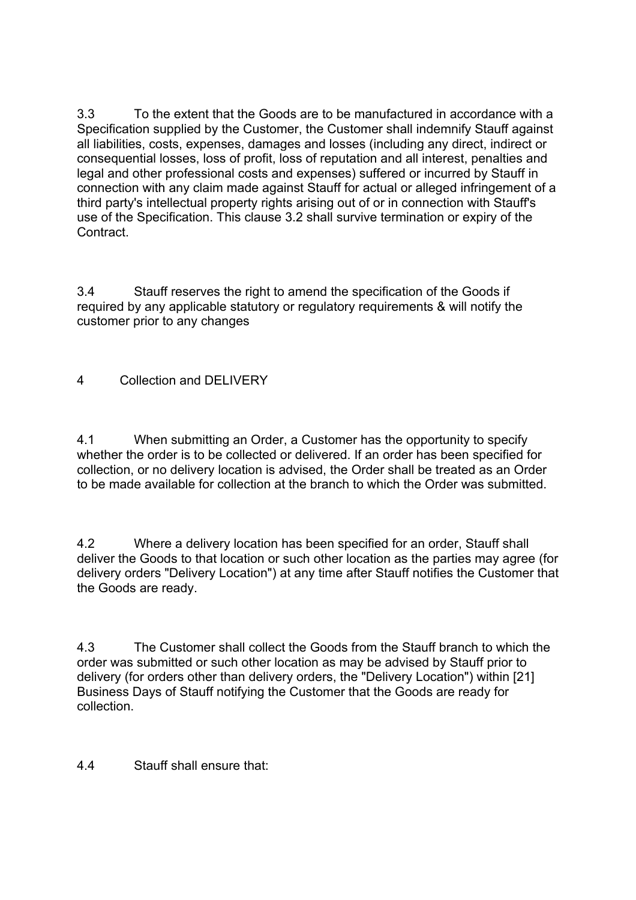3.3 To the extent that the Goods are to be manufactured in accordance with a Specification supplied by the Customer, the Customer shall indemnify Stauff against all liabilities, costs, expenses, damages and losses (including any direct, indirect or consequential losses, loss of profit, loss of reputation and all interest, penalties and legal and other professional costs and expenses) suffered or incurred by Stauff in connection with any claim made against Stauff for actual or alleged infringement of a third party's intellectual property rights arising out of or in connection with Stauff's use of the Specification. This clause 3.2 shall survive termination or expiry of the Contract.

3.4 Stauff reserves the right to amend the specification of the Goods if required by any applicable statutory or regulatory requirements & will notify the customer prior to any changes

## 4 Collection and DELIVERY

4.1 When submitting an Order, a Customer has the opportunity to specify whether the order is to be collected or delivered. If an order has been specified for collection, or no delivery location is advised, the Order shall be treated as an Order to be made available for collection at the branch to which the Order was submitted.

4.2 Where a delivery location has been specified for an order, Stauff shall deliver the Goods to that location or such other location as the parties may agree (for delivery orders "Delivery Location") at any time after Stauff notifies the Customer that the Goods are ready.

4.3 The Customer shall collect the Goods from the Stauff branch to which the order was submitted or such other location as may be advised by Stauff prior to delivery (for orders other than delivery orders, the "Delivery Location") within [21] Business Days of Stauff notifying the Customer that the Goods are ready for collection.

4.4 Stauff shall ensure that: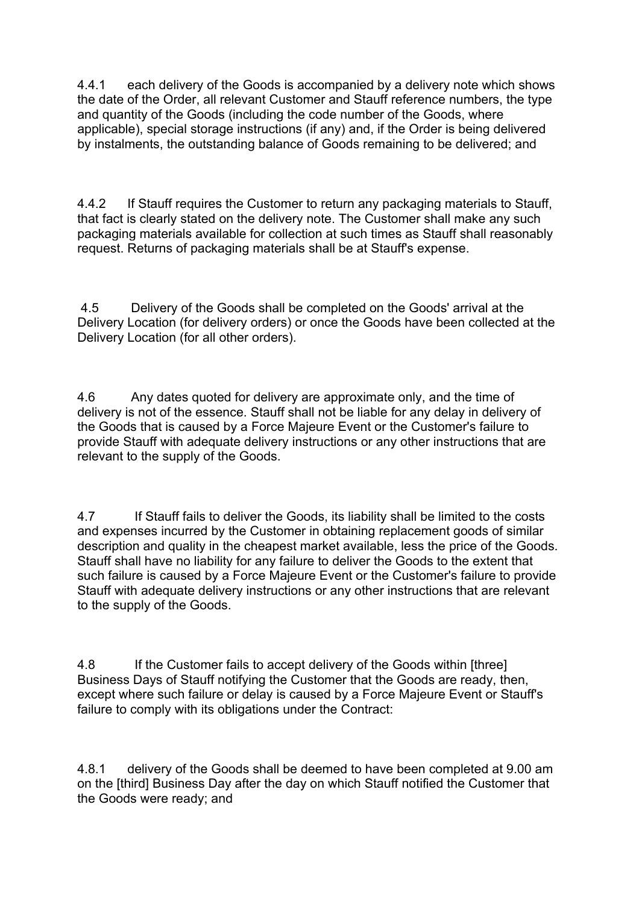4.4.1 each delivery of the Goods is accompanied by a delivery note which shows the date of the Order, all relevant Customer and Stauff reference numbers, the type and quantity of the Goods (including the code number of the Goods, where applicable), special storage instructions (if any) and, if the Order is being delivered by instalments, the outstanding balance of Goods remaining to be delivered; and

4.4.2 If Stauff requires the Customer to return any packaging materials to Stauff, that fact is clearly stated on the delivery note. The Customer shall make any such packaging materials available for collection at such times as Stauff shall reasonably request. Returns of packaging materials shall be at Stauff's expense.

4.5 Delivery of the Goods shall be completed on the Goods' arrival at the Delivery Location (for delivery orders) or once the Goods have been collected at the Delivery Location (for all other orders).

4.6 Any dates quoted for delivery are approximate only, and the time of delivery is not of the essence. Stauff shall not be liable for any delay in delivery of the Goods that is caused by a Force Majeure Event or the Customer's failure to provide Stauff with adequate delivery instructions or any other instructions that are relevant to the supply of the Goods.

4.7 If Stauff fails to deliver the Goods, its liability shall be limited to the costs and expenses incurred by the Customer in obtaining replacement goods of similar description and quality in the cheapest market available, less the price of the Goods. Stauff shall have no liability for any failure to deliver the Goods to the extent that such failure is caused by a Force Majeure Event or the Customer's failure to provide Stauff with adequate delivery instructions or any other instructions that are relevant to the supply of the Goods.

4.8 If the Customer fails to accept delivery of the Goods within [three] Business Days of Stauff notifying the Customer that the Goods are ready, then, except where such failure or delay is caused by a Force Majeure Event or Stauff's failure to comply with its obligations under the Contract:

4.8.1 delivery of the Goods shall be deemed to have been completed at 9.00 am on the [third] Business Day after the day on which Stauff notified the Customer that the Goods were ready; and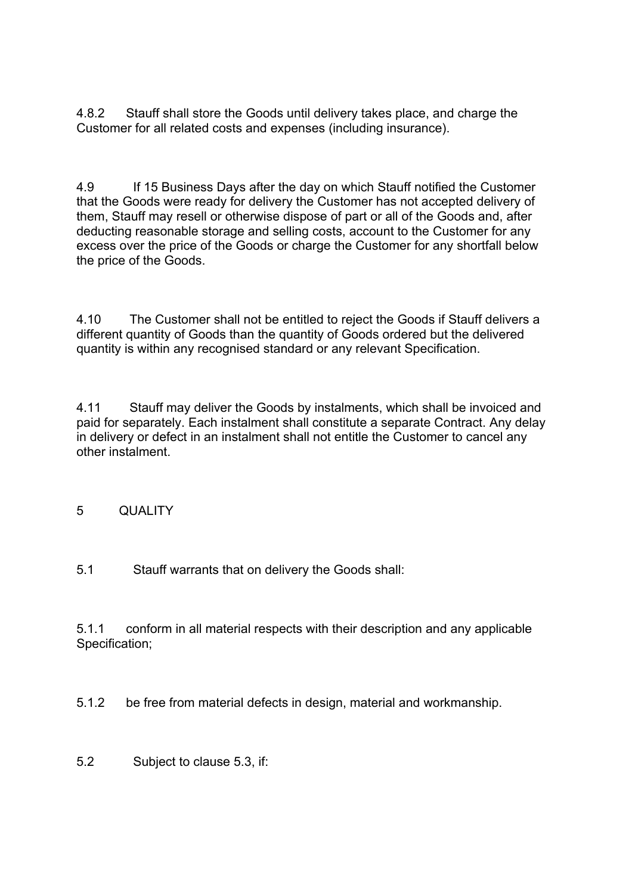4.8.2 Stauff shall store the Goods until delivery takes place, and charge the Customer for all related costs and expenses (including insurance).

4.9 If 15 Business Days after the day on which Stauff notified the Customer that the Goods were ready for delivery the Customer has not accepted delivery of them, Stauff may resell or otherwise dispose of part or all of the Goods and, after deducting reasonable storage and selling costs, account to the Customer for any excess over the price of the Goods or charge the Customer for any shortfall below the price of the Goods.

4.10 The Customer shall not be entitled to reject the Goods if Stauff delivers a different quantity of Goods than the quantity of Goods ordered but the delivered quantity is within any recognised standard or any relevant Specification.

4.11 Stauff may deliver the Goods by instalments, which shall be invoiced and paid for separately. Each instalment shall constitute a separate Contract. Any delay in delivery or defect in an instalment shall not entitle the Customer to cancel any other instalment.

## 5 QUALITY

5.1 Stauff warrants that on delivery the Goods shall:

5.1.1 conform in all material respects with their description and any applicable Specification;

5.1.2 be free from material defects in design, material and workmanship.

5.2 Subject to clause 5.3, if: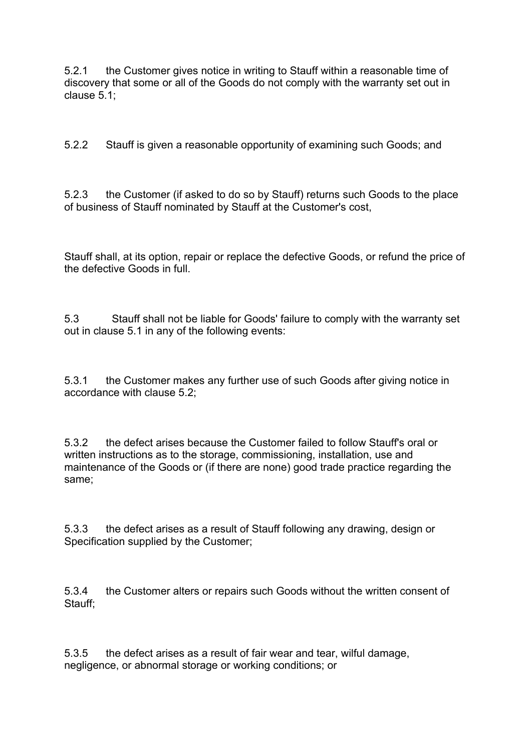5.2.1 the Customer gives notice in writing to Stauff within a reasonable time of discovery that some or all of the Goods do not comply with the warranty set out in clause 5.1;

5.2.2 Stauff is given a reasonable opportunity of examining such Goods; and

5.2.3 the Customer (if asked to do so by Stauff) returns such Goods to the place of business of Stauff nominated by Stauff at the Customer's cost,

Stauff shall, at its option, repair or replace the defective Goods, or refund the price of the defective Goods in full.

5.3 Stauff shall not be liable for Goods' failure to comply with the warranty set out in clause 5.1 in any of the following events:

5.3.1 the Customer makes any further use of such Goods after giving notice in accordance with clause 5.2;

5.3.2 the defect arises because the Customer failed to follow Stauff's oral or written instructions as to the storage, commissioning, installation, use and maintenance of the Goods or (if there are none) good trade practice regarding the same;

5.3.3 the defect arises as a result of Stauff following any drawing, design or Specification supplied by the Customer;

5.3.4 the Customer alters or repairs such Goods without the written consent of Stauff;

5.3.5 the defect arises as a result of fair wear and tear, wilful damage, negligence, or abnormal storage or working conditions; or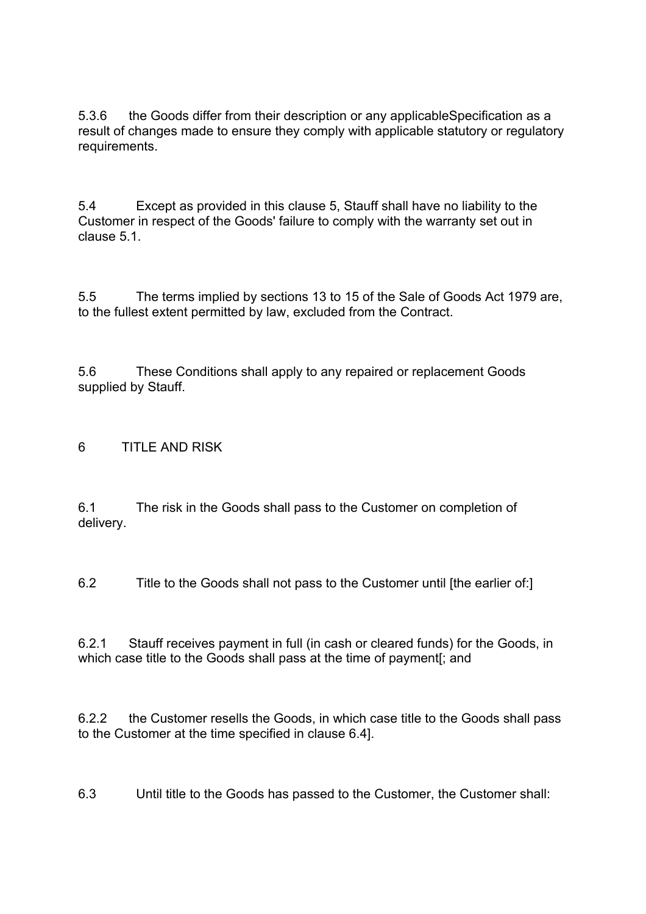5.3.6 the Goods differ from their description or any applicableSpecification as a result of changes made to ensure they comply with applicable statutory or regulatory requirements.

5.4 Except as provided in this clause 5, Stauff shall have no liability to the Customer in respect of the Goods' failure to comply with the warranty set out in clause 5.1.

5.5 The terms implied by sections 13 to 15 of the Sale of Goods Act 1979 are, to the fullest extent permitted by law, excluded from the Contract.

5.6 These Conditions shall apply to any repaired or replacement Goods supplied by Stauff.

## 6 TITLE AND RISK

6.1 The risk in the Goods shall pass to the Customer on completion of delivery.

6.2 Title to the Goods shall not pass to the Customer until [the earlier of:]

6.2.1 Stauff receives payment in full (in cash or cleared funds) for the Goods, in which case title to the Goods shall pass at the time of payment[; and

6.2.2 the Customer resells the Goods, in which case title to the Goods shall pass to the Customer at the time specified in clause 6.4].

6.3 Until title to the Goods has passed to the Customer, the Customer shall: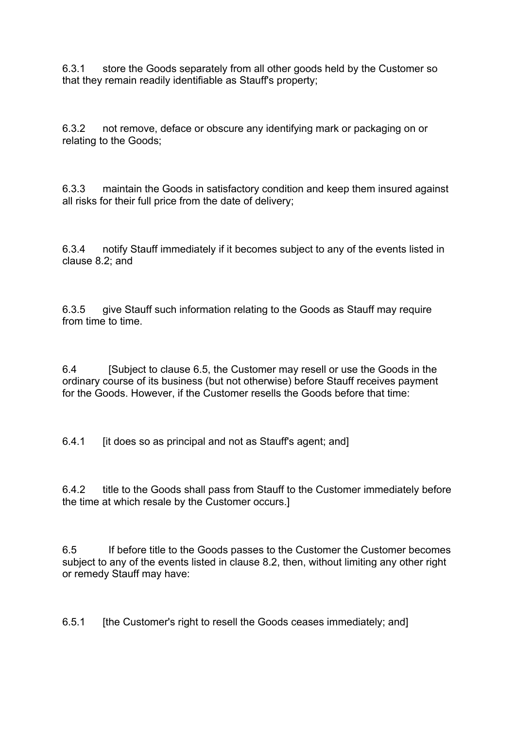6.3.1 store the Goods separately from all other goods held by the Customer so that they remain readily identifiable as Stauff's property;

6.3.2 not remove, deface or obscure any identifying mark or packaging on or relating to the Goods;

6.3.3 maintain the Goods in satisfactory condition and keep them insured against all risks for their full price from the date of delivery;

6.3.4 notify Stauff immediately if it becomes subject to any of the events listed in clause 8.2; and

6.3.5 give Stauff such information relating to the Goods as Stauff may require from time to time.

6.4 [Subject to clause 6.5, the Customer may resell or use the Goods in the ordinary course of its business (but not otherwise) before Stauff receives payment for the Goods. However, if the Customer resells the Goods before that time:

6.4.1 [it does so as principal and not as Stauff's agent; and]

6.4.2 title to the Goods shall pass from Stauff to the Customer immediately before the time at which resale by the Customer occurs.]

6.5 If before title to the Goods passes to the Customer the Customer becomes subject to any of the events listed in clause 8.2, then, without limiting any other right or remedy Stauff may have:

6.5.1 [the Customer's right to resell the Goods ceases immediately; and]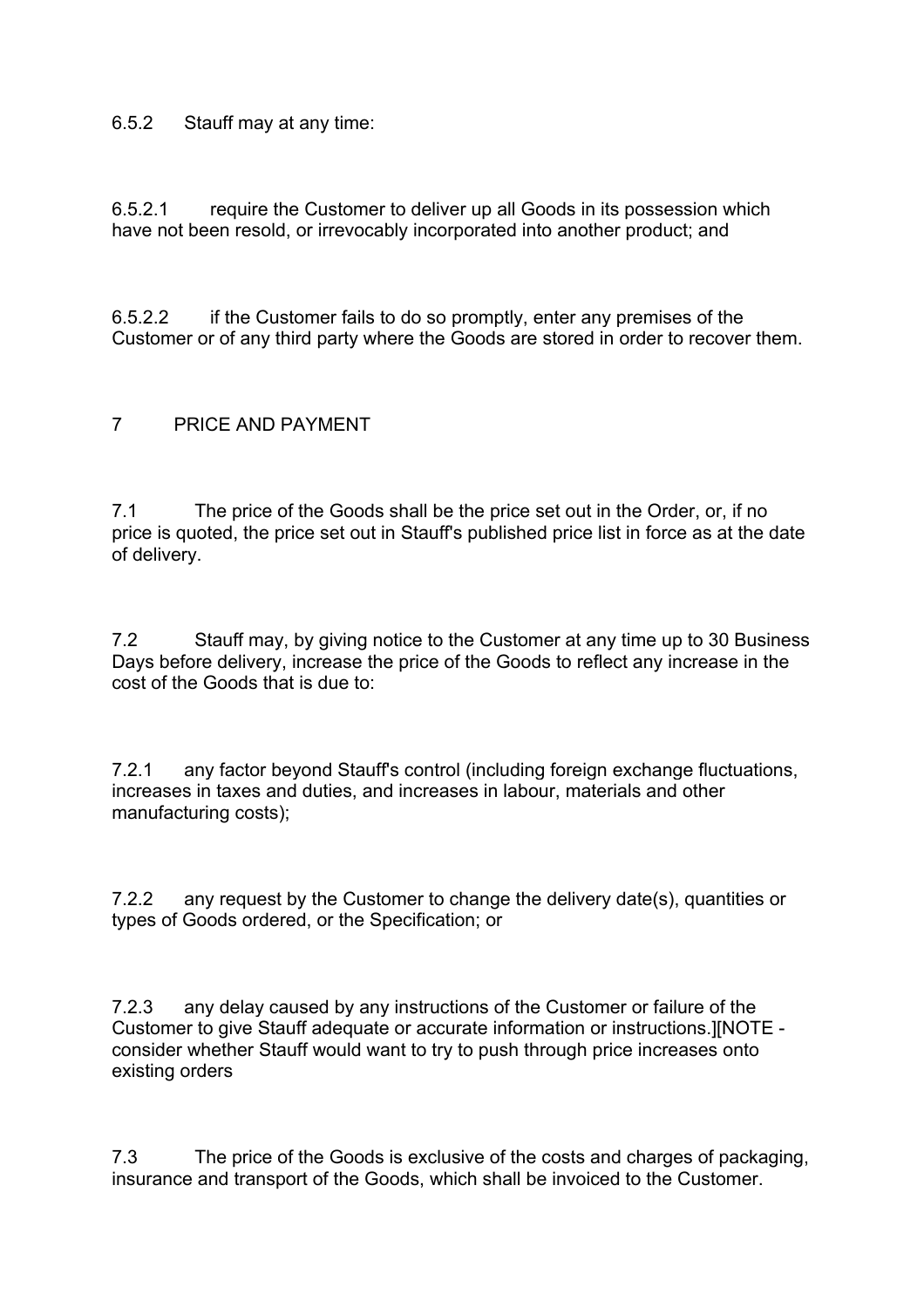6.5.2 Stauff may at any time:

6.5.2.1 require the Customer to deliver up all Goods in its possession which have not been resold, or irrevocably incorporated into another product; and

6.5.2.2 if the Customer fails to do so promptly, enter any premises of the Customer or of any third party where the Goods are stored in order to recover them.

## 7 PRICE AND PAYMENT

7.1 The price of the Goods shall be the price set out in the Order, or, if no price is quoted, the price set out in Stauff's published price list in force as at the date of delivery.

7.2 Stauff may, by giving notice to the Customer at any time up to 30 Business Days before delivery, increase the price of the Goods to reflect any increase in the cost of the Goods that is due to:

7.2.1 any factor beyond Stauff's control (including foreign exchange fluctuations, increases in taxes and duties, and increases in labour, materials and other manufacturing costs);

7.2.2 any request by the Customer to change the delivery date(s), quantities or types of Goods ordered, or the Specification; or

7.2.3 any delay caused by any instructions of the Customer or failure of the Customer to give Stauff adequate or accurate information or instructions.][NOTE - consider whether Stauff would want to try to push through price increases onto existing orders

7.3 The price of the Goods is exclusive of the costs and charges of packaging, insurance and transport of the Goods, which shall be invoiced to the Customer.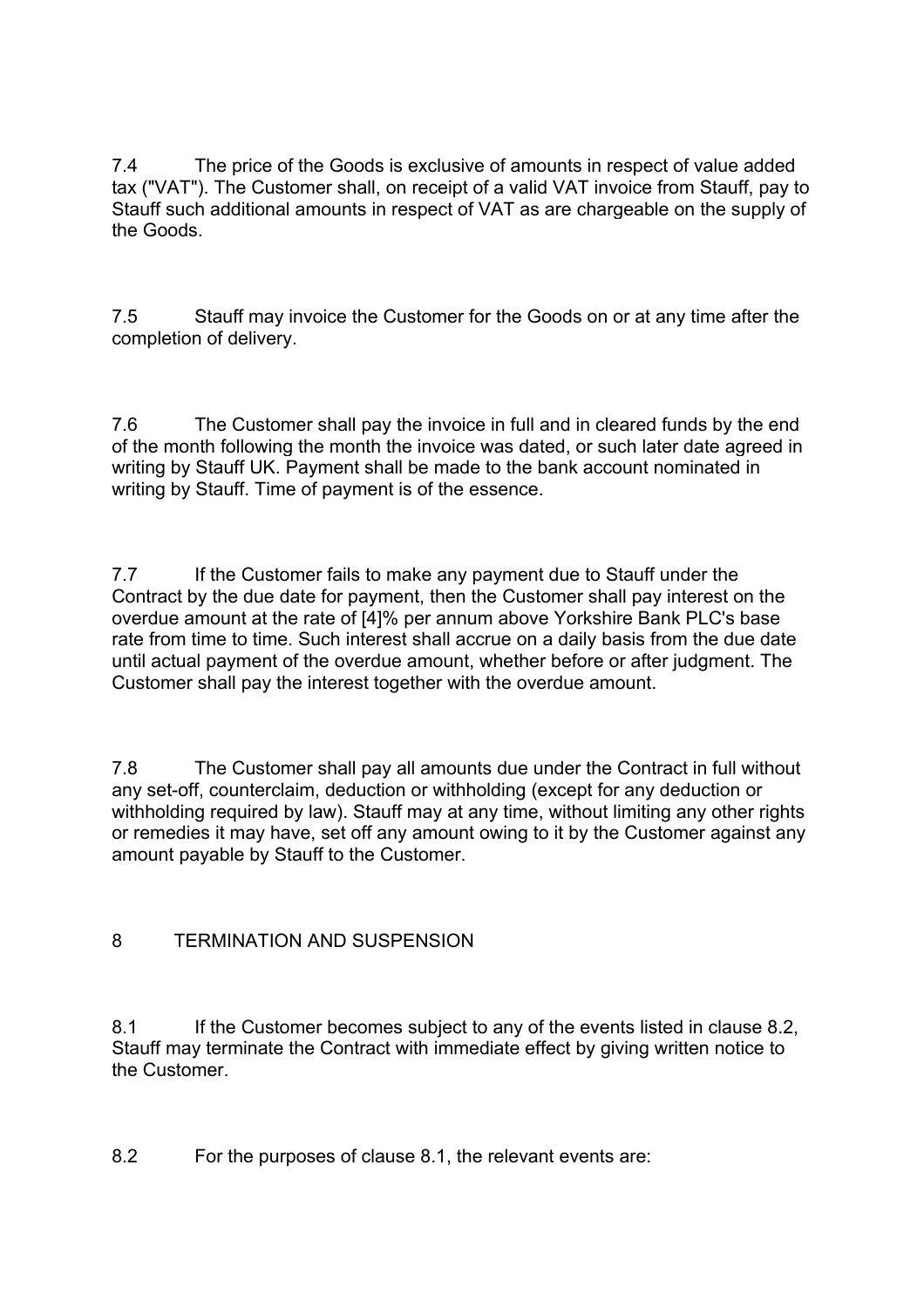7.4 The price of the Goods is exclusive of amounts in respect of value added tax ("VAT"). The Customer shall, on receipt of a valid VAT invoice from Stauff, pay to Stauff such additional amounts in respect of VAT as are chargeable on the supply of the Goods.

7.5 Stauff may invoice the Customer for the Goods on or at any time after the completion of delivery.

7.6 The Customer shall pay the invoice in full and in cleared funds by the end of the month following the month the invoice was dated, or such later date agreed in writing by Stauff UK. Payment shall be made to the bank account nominated in writing by Stauff. Time of payment is of the essence.

7.7 If the Customer fails to make any payment due to Stauff under the Contract by the due date for payment, then the Customer shall pay interest on the overdue amount at the rate of [4]% per annum above Yorkshire Bank PLC's base rate from time to time. Such interest shall accrue on a daily basis from the due date until actual payment of the overdue amount, whether before or after judgment. The Customer shall pay the interest together with the overdue amount.

7.8 The Customer shall pay all amounts due under the Contract in full without any set-off, counterclaim, deduction or withholding (except for any deduction or withholding required by law). Stauff may at any time, without limiting any other rights or remedies it may have, set off any amount owing to it by the Customer against any amount payable by Stauff to the Customer.

## 8 TERMINATION AND SUSPENSION

8.1 If the Customer becomes subject to any of the events listed in clause 8.2, Stauff may terminate the Contract with immediate effect by giving written notice to the Customer.

8.2 For the purposes of clause 8.1, the relevant events are: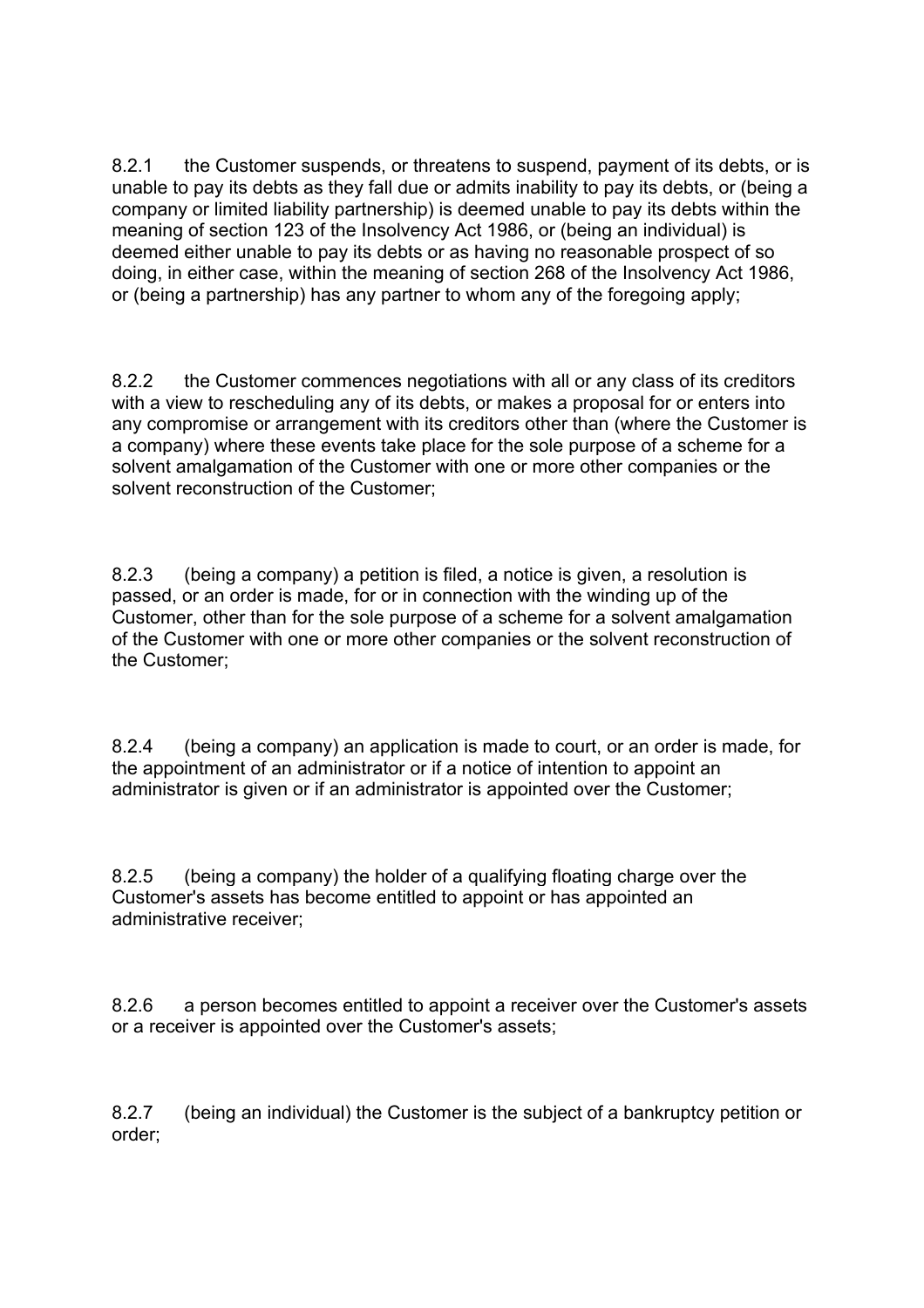8.2.1 the Customer suspends, or threatens to suspend, payment of its debts, or is unable to pay its debts as they fall due or admits inability to pay its debts, or (being a company or limited liability partnership) is deemed unable to pay its debts within the meaning of section 123 of the Insolvency Act 1986, or (being an individual) is deemed either unable to pay its debts or as having no reasonable prospect of so doing, in either case, within the meaning of section 268 of the Insolvency Act 1986, or (being a partnership) has any partner to whom any of the foregoing apply;

8.2.2 the Customer commences negotiations with all or any class of its creditors with a view to rescheduling any of its debts, or makes a proposal for or enters into any compromise or arrangement with its creditors other than (where the Customer is a company) where these events take place for the sole purpose of a scheme for a solvent amalgamation of the Customer with one or more other companies or the solvent reconstruction of the Customer;

8.2.3 (being a company) a petition is filed, a notice is given, a resolution is passed, or an order is made, for or in connection with the winding up of the Customer, other than for the sole purpose of a scheme for a solvent amalgamation of the Customer with one or more other companies or the solvent reconstruction of the Customer;

8.2.4 (being a company) an application is made to court, or an order is made, for the appointment of an administrator or if a notice of intention to appoint an administrator is given or if an administrator is appointed over the Customer;

8.2.5 (being a company) the holder of a qualifying floating charge over the Customer's assets has become entitled to appoint or has appointed an administrative receiver;

8.2.6 a person becomes entitled to appoint a receiver over the Customer's assets or a receiver is appointed over the Customer's assets;

8.2.7 (being an individual) the Customer is the subject of a bankruptcy petition or order;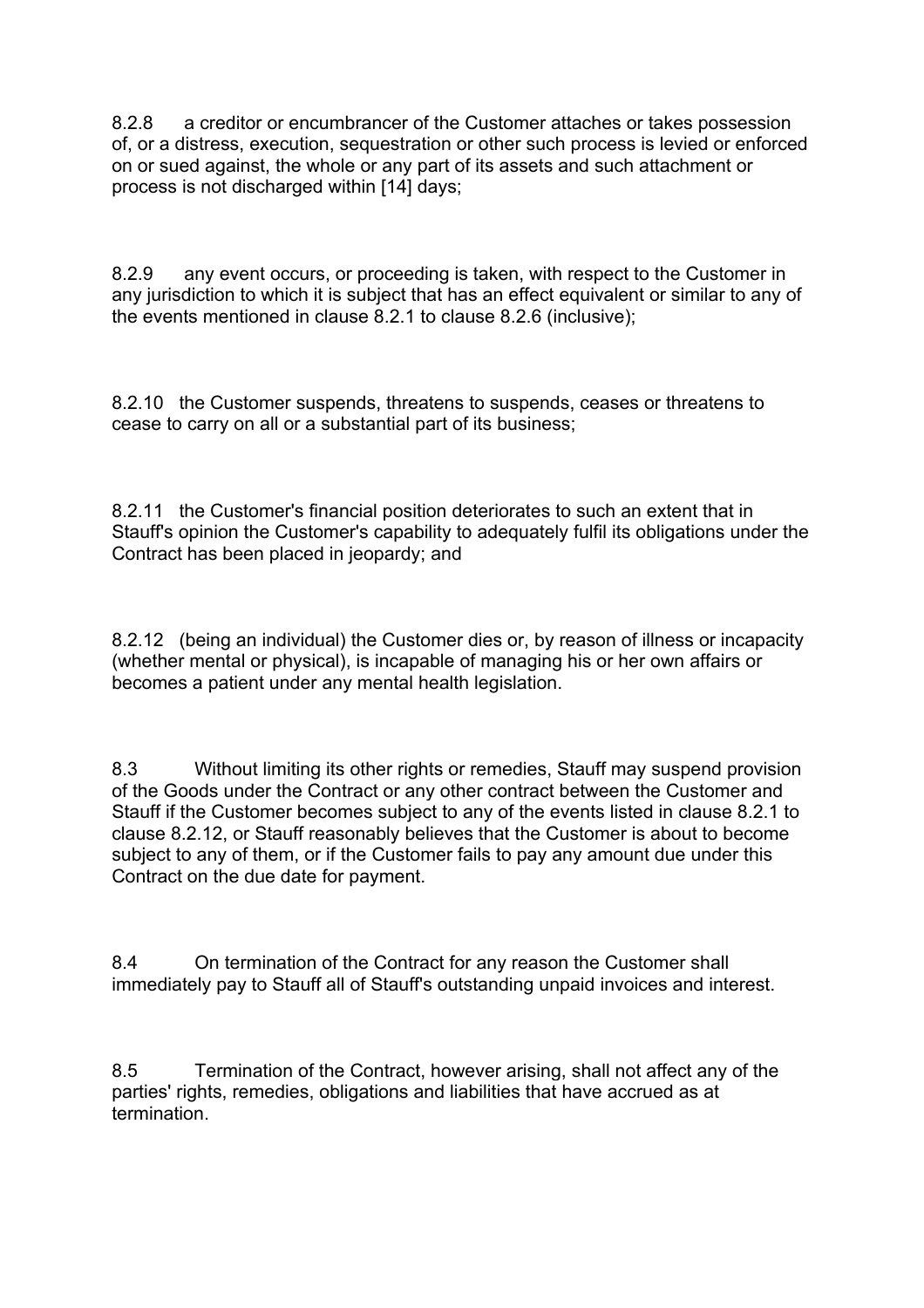8.2.8 a creditor or encumbrancer of the Customer attaches or takes possession of, or a distress, execution, sequestration or other such process is levied or enforced on or sued against, the whole or any part of its assets and such attachment or process is not discharged within [14] days;

8.2.9 any event occurs, or proceeding is taken, with respect to the Customer in any jurisdiction to which it is subject that has an effect equivalent or similar to any of the events mentioned in clause 8.2.1 to clause 8.2.6 (inclusive);

8.2.10 the Customer suspends, threatens to suspends, ceases or threatens to cease to carry on all or a substantial part of its business;

8.2.11 the Customer's financial position deteriorates to such an extent that in Stauff's opinion the Customer's capability to adequately fulfil its obligations under the Contract has been placed in jeopardy; and

8.2.12 (being an individual) the Customer dies or, by reason of illness or incapacity (whether mental or physical), is incapable of managing his or her own affairs or becomes a patient under any mental health legislation.

8.3 Without limiting its other rights or remedies, Stauff may suspend provision of the Goods under the Contract or any other contract between the Customer and Stauff if the Customer becomes subject to any of the events listed in clause 8.2.1 to clause 8.2.12, or Stauff reasonably believes that the Customer is about to become subject to any of them, or if the Customer fails to pay any amount due under this Contract on the due date for payment.

8.4 On termination of the Contract for any reason the Customer shall immediately pay to Stauff all of Stauff's outstanding unpaid invoices and interest.

8.5 Termination of the Contract, however arising, shall not affect any of the parties' rights, remedies, obligations and liabilities that have accrued as at termination.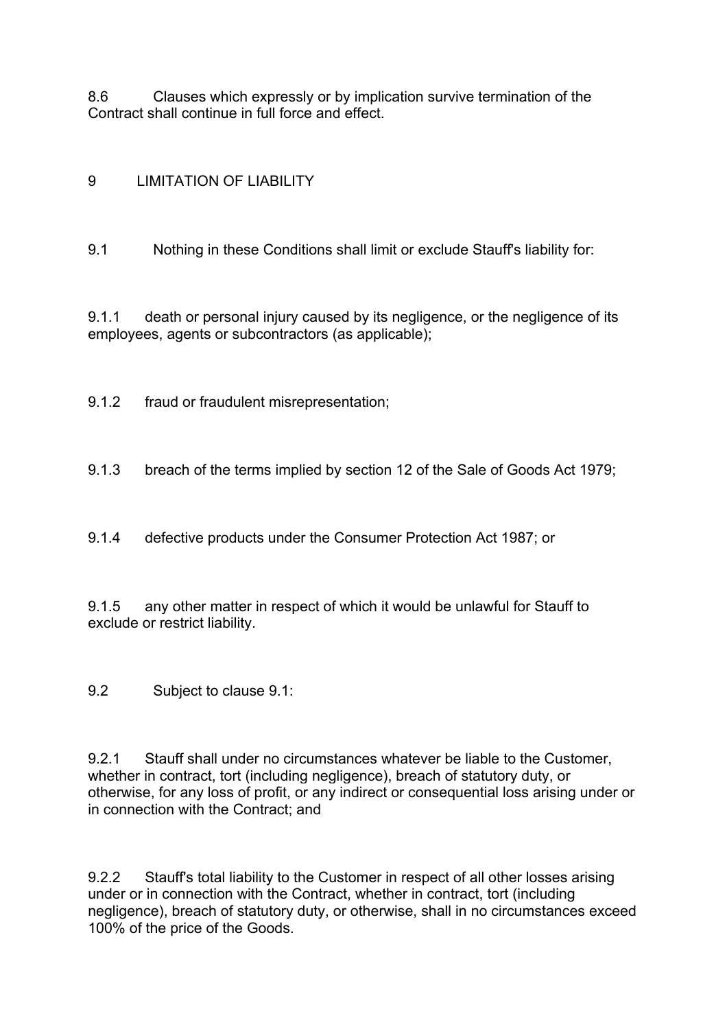8.6 Clauses which expressly or by implication survive termination of the Contract shall continue in full force and effect.

## 9 LIMITATION OF LIABILITY

9.1 Nothing in these Conditions shall limit or exclude Stauff's liability for:

9.1.1 death or personal injury caused by its negligence, or the negligence of its employees, agents or subcontractors (as applicable);

9.1.2 fraud or fraudulent misrepresentation;

9.1.3 breach of the terms implied by section 12 of the Sale of Goods Act 1979;

9.1.4 defective products under the Consumer Protection Act 1987; or

9.1.5 any other matter in respect of which it would be unlawful for Stauff to exclude or restrict liability.

9.2 Subject to clause 9.1:

9.2.1 Stauff shall under no circumstances whatever be liable to the Customer, whether in contract, tort (including negligence), breach of statutory duty, or otherwise, for any loss of profit, or any indirect or consequential loss arising under or in connection with the Contract; and

9.2.2 Stauff's total liability to the Customer in respect of all other losses arising under or in connection with the Contract, whether in contract, tort (including negligence), breach of statutory duty, or otherwise, shall in no circumstances exceed 100% of the price of the Goods.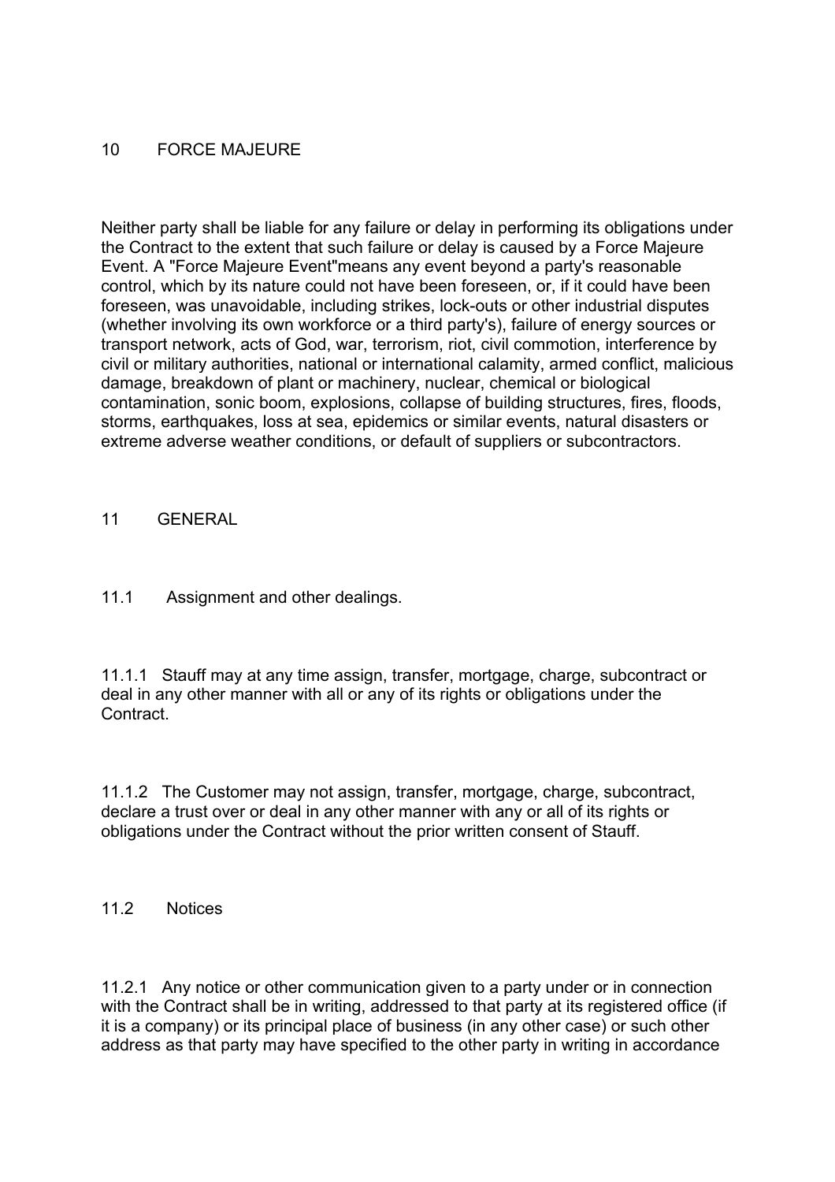## 10 FORCE MAJEURE

Neither party shall be liable for any failure or delay in performing its obligations under the Contract to the extent that such failure or delay is caused by a Force Majeure Event. A "Force Majeure Event"means any event beyond a party's reasonable control, which by its nature could not have been foreseen, or, if it could have been foreseen, was unavoidable, including strikes, lock-outs or other industrial disputes (whether involving its own workforce or a third party's), failure of energy sources or transport network, acts of God, war, terrorism, riot, civil commotion, interference by civil or military authorities, national or international calamity, armed conflict, malicious damage, breakdown of plant or machinery, nuclear, chemical or biological contamination, sonic boom, explosions, collapse of building structures, fires, floods, storms, earthquakes, loss at sea, epidemics or similar events, natural disasters or extreme adverse weather conditions, or default of suppliers or subcontractors.

## 11 GENERAL

### 11.1 Assignment and other dealings.

11.1.1 Stauff may at any time assign, transfer, mortgage, charge, subcontract or deal in any other manner with all or any of its rights or obligations under the Contract.

11.1.2 The Customer may not assign, transfer, mortgage, charge, subcontract, declare a trust over or deal in any other manner with any or all of its rights or obligations under the Contract without the prior written consent of Stauff.

### 11.2 Notices

11.2.1 Any notice or other communication given to a party under or in connection with the Contract shall be in writing, addressed to that party at its registered office (if it is a company) or its principal place of business (in any other case) or such other address as that party may have specified to the other party in writing in accordance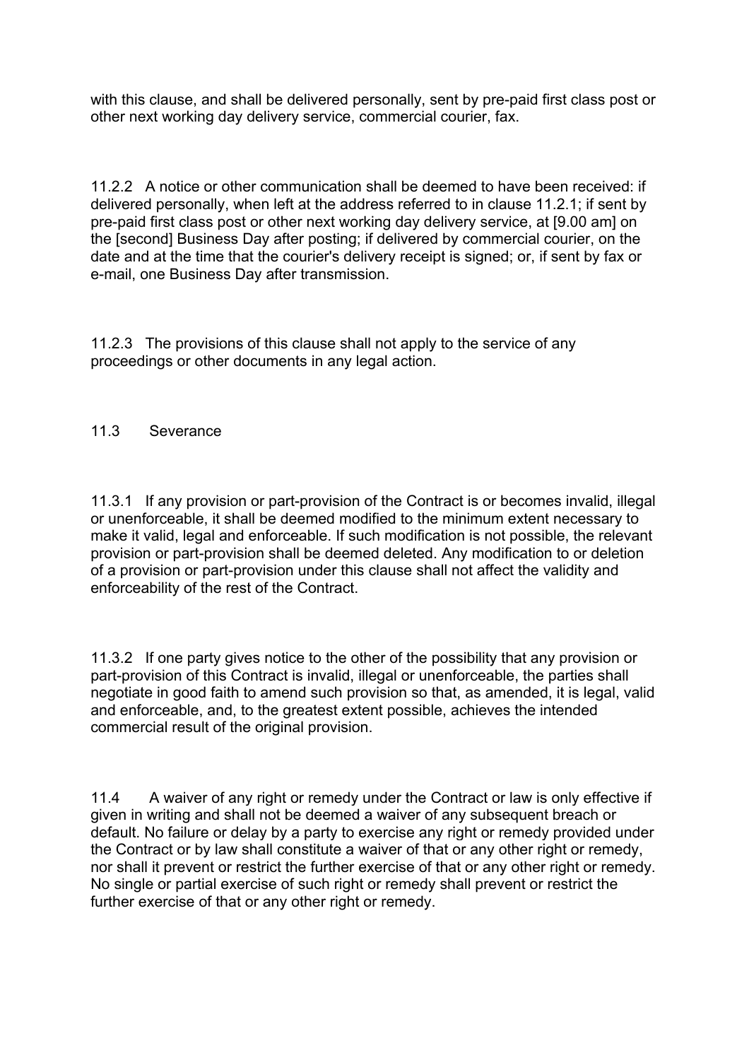with this clause, and shall be delivered personally, sent by pre-paid first class post or other next working day delivery service, commercial courier, fax.

11.2.2 A notice or other communication shall be deemed to have been received: if delivered personally, when left at the address referred to in clause 11.2.1; if sent by pre-paid first class post or other next working day delivery service, at [9.00 am] on the [second] Business Day after posting; if delivered by commercial courier, on the date and at the time that the courier's delivery receipt is signed; or, if sent by fax or e-mail, one Business Day after transmission.

11.2.3 The provisions of this clause shall not apply to the service of any proceedings or other documents in any legal action.

11.3 Severance

11.3.1 If any provision or part-provision of the Contract is or becomes invalid, illegal or unenforceable, it shall be deemed modified to the minimum extent necessary to make it valid, legal and enforceable. If such modification is not possible, the relevant provision or part-provision shall be deemed deleted. Any modification to or deletion of a provision or part-provision under this clause shall not affect the validity and enforceability of the rest of the Contract.

11.3.2 If one party gives notice to the other of the possibility that any provision or part-provision of this Contract is invalid, illegal or unenforceable, the parties shall negotiate in good faith to amend such provision so that, as amended, it is legal, valid and enforceable, and, to the greatest extent possible, achieves the intended commercial result of the original provision.

11.4 A waiver of any right or remedy under the Contract or law is only effective if given in writing and shall not be deemed a waiver of any subsequent breach or default. No failure or delay by a party to exercise any right or remedy provided under the Contract or by law shall constitute a waiver of that or any other right or remedy, nor shall it prevent or restrict the further exercise of that or any other right or remedy. No single or partial exercise of such right or remedy shall prevent or restrict the further exercise of that or any other right or remedy.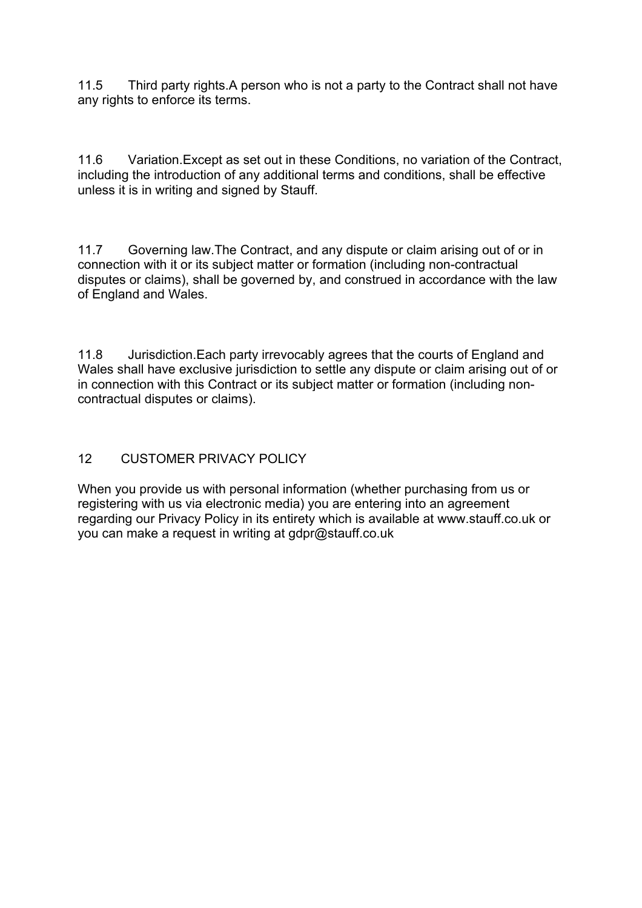11.5 Third party rights.A person who is not a party to the Contract shall not have any rights to enforce its terms.

11.6 Variation.Except as set out in these Conditions, no variation of the Contract, including the introduction of any additional terms and conditions, shall be effective unless it is in writing and signed by Stauff.

11.7 Governing law.The Contract, and any dispute or claim arising out of or in connection with it or its subject matter or formation (including non-contractual disputes or claims), shall be governed by, and construed in accordance with the law of England and Wales.

11.8 Jurisdiction.Each party irrevocably agrees that the courts of England and Wales shall have exclusive jurisdiction to settle any dispute or claim arising out of or in connection with this Contract or its subject matter or formation (including non-contractual disputes or claims).

## 12 CUSTOMER PRIVACY POLICY

When you provide us with personal information (whether purchasing from us or registering with us via electronic media) you are entering into an agreement regarding our Privacy Policy in its entirety which is available at www.stauff.co.uk or you can make a request in writing at gdpr@stauff.co.uk